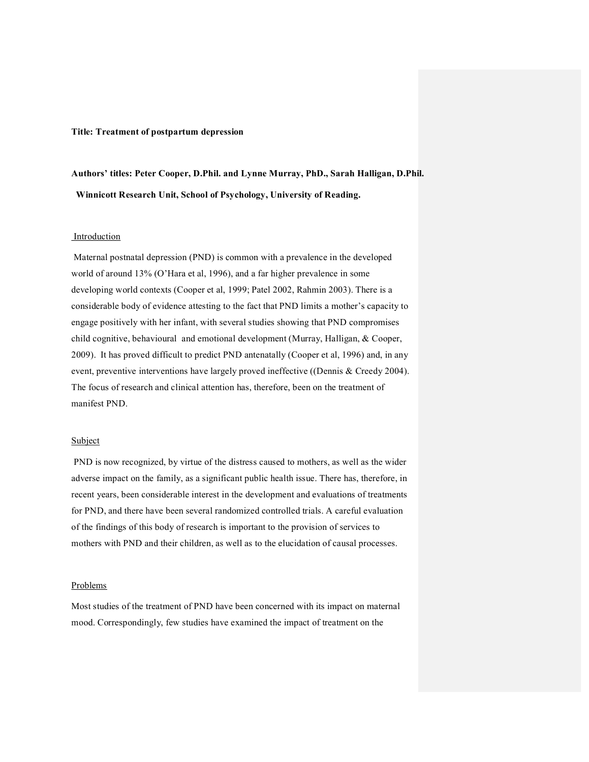**Title: Treatment of postpartum depression**

**Authors' titles: Peter Cooper, D.Phil. and Lynne Murray, PhD., Sarah Halligan, D.Phil.**

**Winnicott Research Unit, School of Psychology, University of Reading.**

## Introduction

Maternal postnatal depression (PND) is common with a prevalence in the developed world of around 13% (O'Hara et al, 1996), and a far higher prevalence in some developing world contexts (Cooper et al, 1999; Patel 2002, Rahmin 2003). There is a considerable body of evidence attesting to the fact that PND limits a mother's capacity to engage positively with her infant, with several studies showing that PND compromises child cognitive, behavioural and emotional development (Murray, Halligan, & Cooper, 2009). It has proved difficult to predict PND antenatally (Cooper et al, 1996) and, in any event, preventive interventions have largely proved ineffective ((Dennis & Creedy 2004). The focus of research and clinical attention has, therefore, been on the treatment of manifest PND.

## Subject

PND is now recognized, by virtue of the distress caused to mothers, as well as the wider adverse impact on the family, as a significant public health issue. There has, therefore, in recent years, been considerable interest in the development and evaluations of treatments for PND, and there have been several randomized controlled trials. A careful evaluation of the findings of this body of research is important to the provision of services to mothers with PND and their children, as well as to the elucidation of causal processes.

## Problems

Most studies of the treatment of PND have been concerned with its impact on maternal mood. Correspondingly, few studies have examined the impact of treatment on the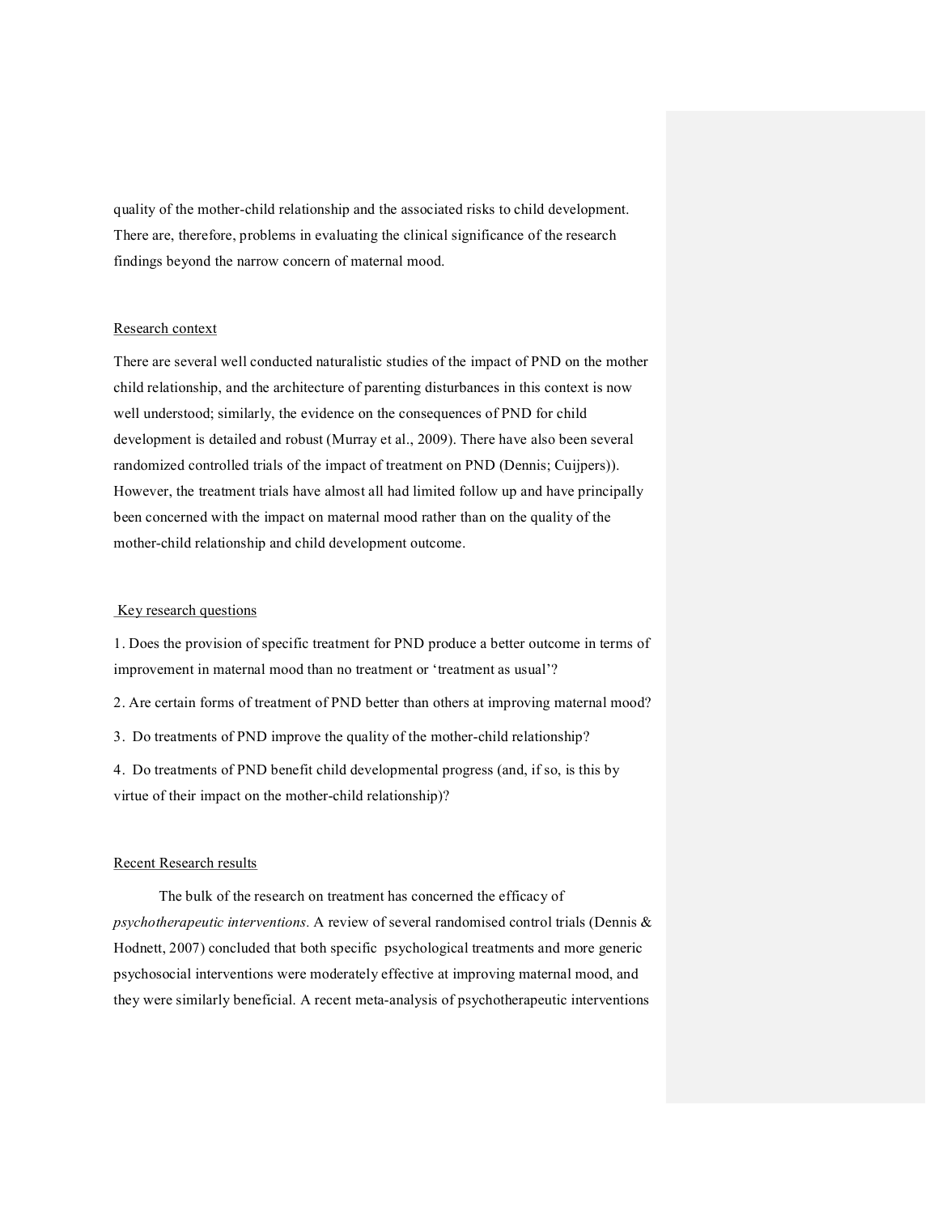quality of the mother-child relationship and the associated risks to child development. There are, therefore, problems in evaluating the clinical significance of the research findings beyond the narrow concern of maternal mood.

## Research context

There are several well conducted naturalistic studies of the impact of PND on the mother child relationship, and the architecture of parenting disturbances in this context is now well understood; similarly, the evidence on the consequences of PND for child development is detailed and robust (Murray et al., 2009). There have also been several randomized controlled trials of the impact of treatment on PND (Dennis; Cuijpers)). However, the treatment trials have almost all had limited follow up and have principally been concerned with the impact on maternal mood rather than on the quality of the mother-child relationship and child development outcome.

## Key research questions

1. Does the provision of specific treatment for PND produce a better outcome in terms of improvement in maternal mood than no treatment or 'treatment as usual'?

2. Are certain forms of treatment of PND better than others at improving maternal mood?

3. Do treatments of PND improve the quality of the mother-child relationship?

4. Do treatments of PND benefit child developmental progress (and, if so, is this by virtue of their impact on the mother-child relationship)?

## Recent Research results

The bulk of the research on treatment has concerned the efficacy of *psychotherapeutic interventions*. A review of several randomised control trials (Dennis & Hodnett, 2007) concluded that both specific psychological treatments and more generic psychosocial interventions were moderately effective at improving maternal mood, and they were similarly beneficial. A recent meta-analysis of psychotherapeutic interventions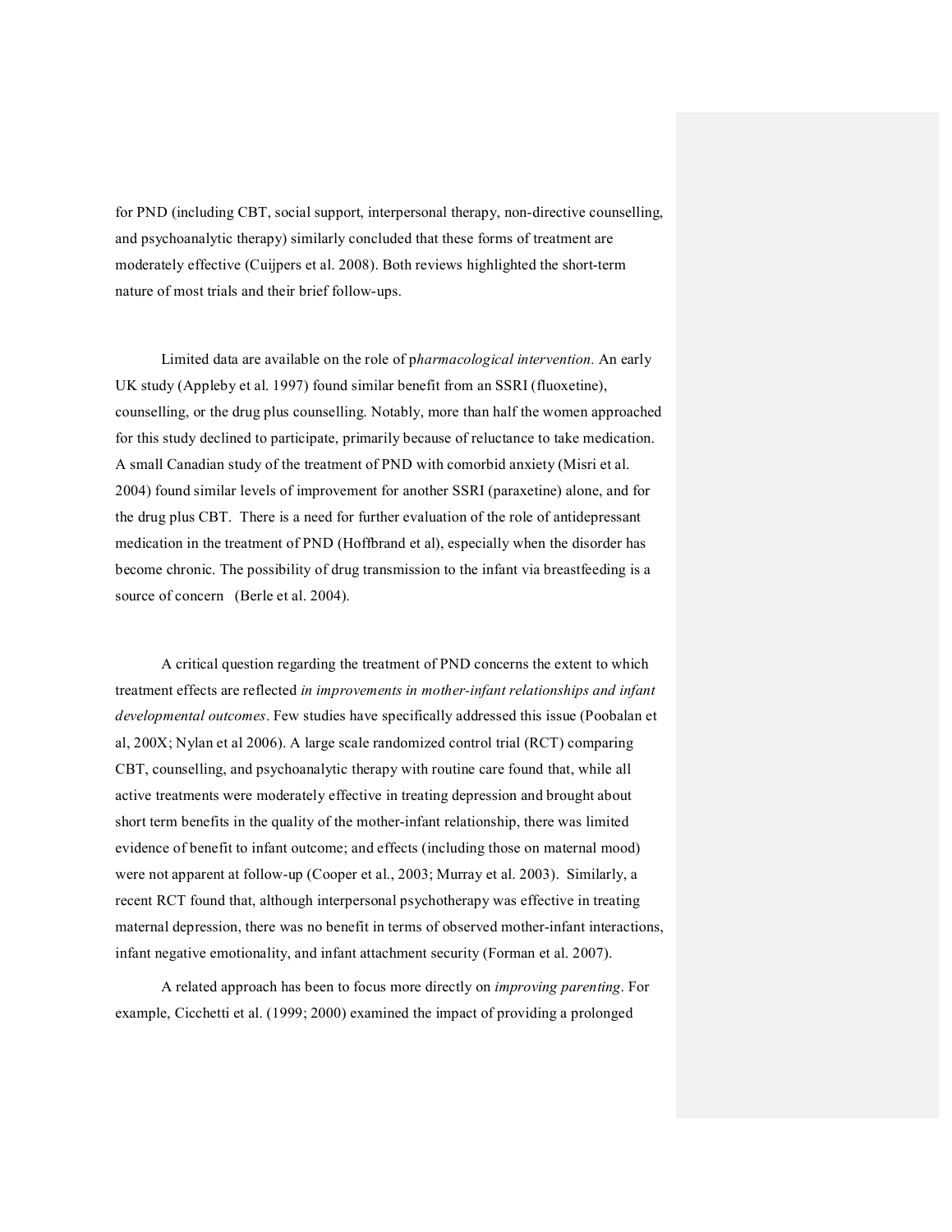for PND (including CBT, social support, interpersonal therapy, non-directive counselling, and psychoanalytic therapy) similarly concluded that these forms of treatment are moderately effective (Cuijpers et al. 2008). Both reviews highlighted the short-term nature of most trials and their brief follow-ups.

Limited data are available on the role of p*harmacological intervention.* An early UK study (Appleby et al. 1997) found similar benefit from an SSRI (fluoxetine), counselling, or the drug plus counselling. Notably, more than half the women approached for this study declined to participate, primarily because of reluctance to take medication. A small Canadian study of the treatment of PND with comorbid anxiety (Misri et al. 2004) found similar levels of improvement for another SSRI (paraxetine) alone, and for the drug plus CBT. There is a need for further evaluation of the role of antidepressant medication in the treatment of PND (Hoffbrand et al), especially when the disorder has become chronic. The possibility of drug transmission to the infant via breastfeeding is a source of concern (Berle et al. 2004).

A critical question regarding the treatment of PND concerns the extent to which treatment effects are reflected *in improvements in mother-infant relationships and infant developmental outcomes*. Few studies have specifically addressed this issue (Poobalan et al, 200X; Nylan et al 2006). A large scale randomized control trial (RCT) comparing CBT, counselling, and psychoanalytic therapy with routine care found that, while all active treatments were moderately effective in treating depression and brought about short term benefits in the quality of the mother-infant relationship, there was limited evidence of benefit to infant outcome; and effects (including those on maternal mood) were not apparent at follow-up (Cooper et al., 2003; Murray et al. 2003). Similarly, a recent RCT found that, although interpersonal psychotherapy was effective in treating maternal depression, there was no benefit in terms of observed mother-infant interactions, infant negative emotionality, and infant attachment security (Forman et al. 2007).

A related approach has been to focus more directly on *improving parenting*. For example, Cicchetti et al. (1999; 2000) examined the impact of providing a prolonged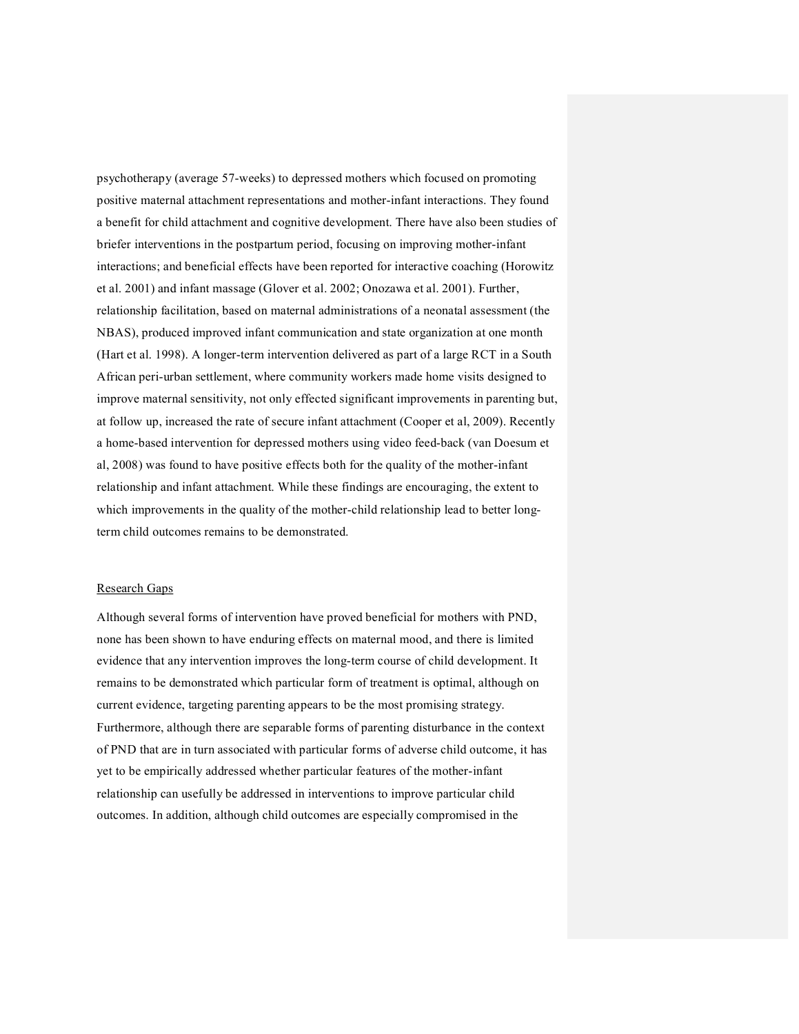psychotherapy (average 57-weeks) to depressed mothers which focused on promoting positive maternal attachment representations and mother-infant interactions. They found a benefit for child attachment and cognitive development. There have also been studies of briefer interventions in the postpartum period, focusing on improving mother-infant interactions; and beneficial effects have been reported for interactive coaching (Horowitz et al. 2001) and infant massage (Glover et al. 2002; Onozawa et al. 2001). Further, relationship facilitation, based on maternal administrations of a neonatal assessment (the NBAS), produced improved infant communication and state organization at one month (Hart et al. 1998). A longer-term intervention delivered as part of a large RCT in a South African peri-urban settlement, where community workers made home visits designed to improve maternal sensitivity, not only effected significant improvements in parenting but, at follow up, increased the rate of secure infant attachment (Cooper et al, 2009). Recently a home-based intervention for depressed mothers using video feed-back (van Doesum et al, 2008) was found to have positive effects both for the quality of the mother-infant relationship and infant attachment. While these findings are encouraging, the extent to which improvements in the quality of the mother-child relationship lead to better long-term child outcomes remains to be demonstrated.

<u>Research Gaps</u>

Although several forms of intervention have proved beneficial for mothers with PND, none has been shown to have enduring effects on maternal mood, and there is limited evidence that any intervention improves the long-term course of child development. It remains to be demonstrated which particular form of treatment is optimal, although on current evidence, targeting parenting appears to be the most promising strategy. Furthermore, although there are separable forms of parenting disturbance in the context of PND that are in turn associated with particular forms of adverse child outcome, it has yet to be empirically addressed whether particular features of the mother-infant relationship can usefully be addressed in interventions to improve particular child outcomes. In addition, although child outcomes are especially compromised in the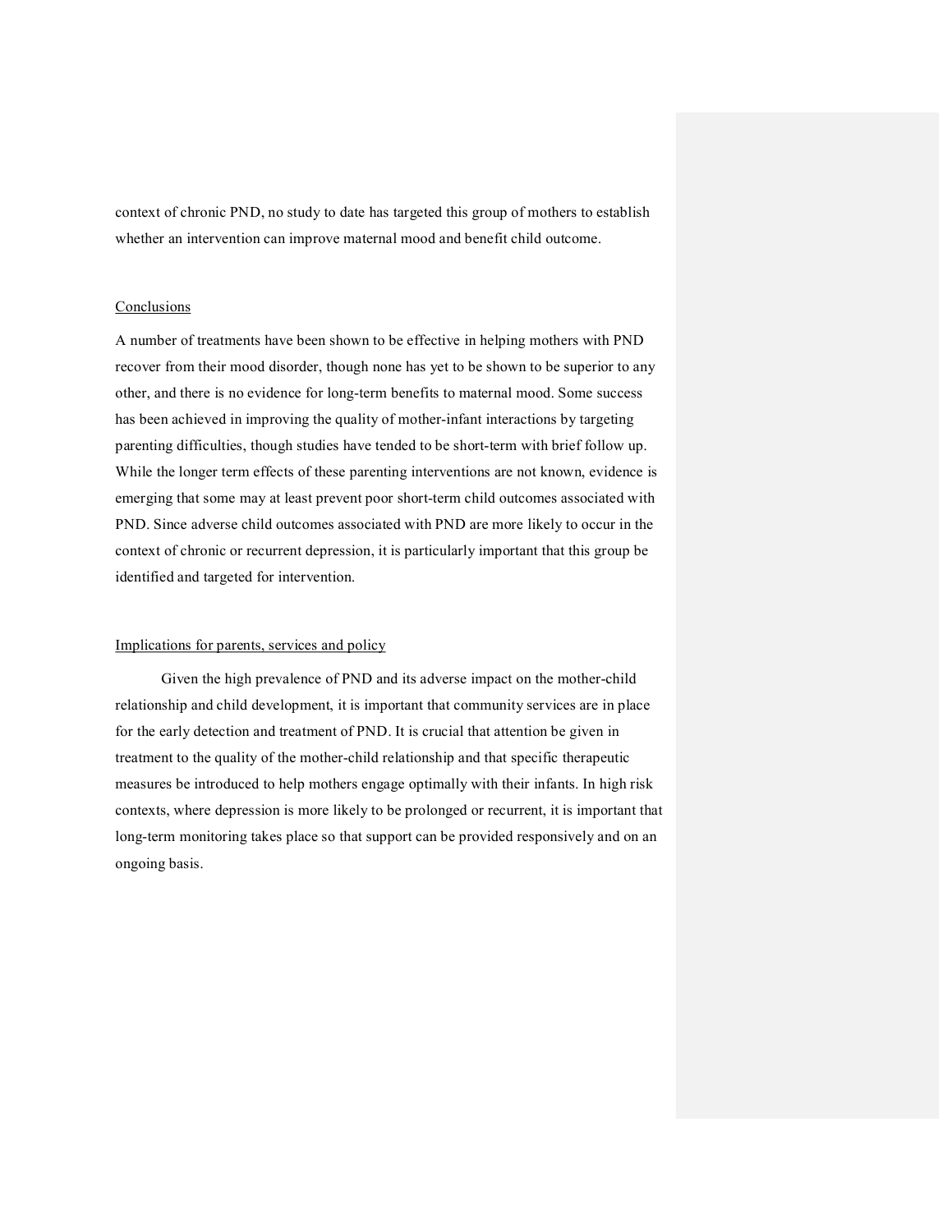context of chronic PND, no study to date has targeted this group of mothers to establish whether an intervention can improve maternal mood and benefit child outcome.

## Conclusions

A number of treatments have been shown to be effective in helping mothers with PND recover from their mood disorder, though none has yet to be shown to be superior to any other, and there is no evidence for long-term benefits to maternal mood. Some success has been achieved in improving the quality of mother-infant interactions by targeting parenting difficulties, though studies have tended to be short-term with brief follow up. While the longer term effects of these parenting interventions are not known, evidence is emerging that some may at least prevent poor short-term child outcomes associated with PND. Since adverse child outcomes associated with PND are more likely to occur in the context of chronic or recurrent depression, it is particularly important that this group be identified and targeted for intervention.

## Implications for parents, services and policy

Given the high prevalence of PND and its adverse impact on the mother-child relationship and child development, it is important that community services are in place for the early detection and treatment of PND. It is crucial that attention be given in treatment to the quality of the mother-child relationship and that specific therapeutic measures be introduced to help mothers engage optimally with their infants. In high risk contexts, where depression is more likely to be prolonged or recurrent, it is important that long-term monitoring takes place so that support can be provided responsively and on an ongoing basis.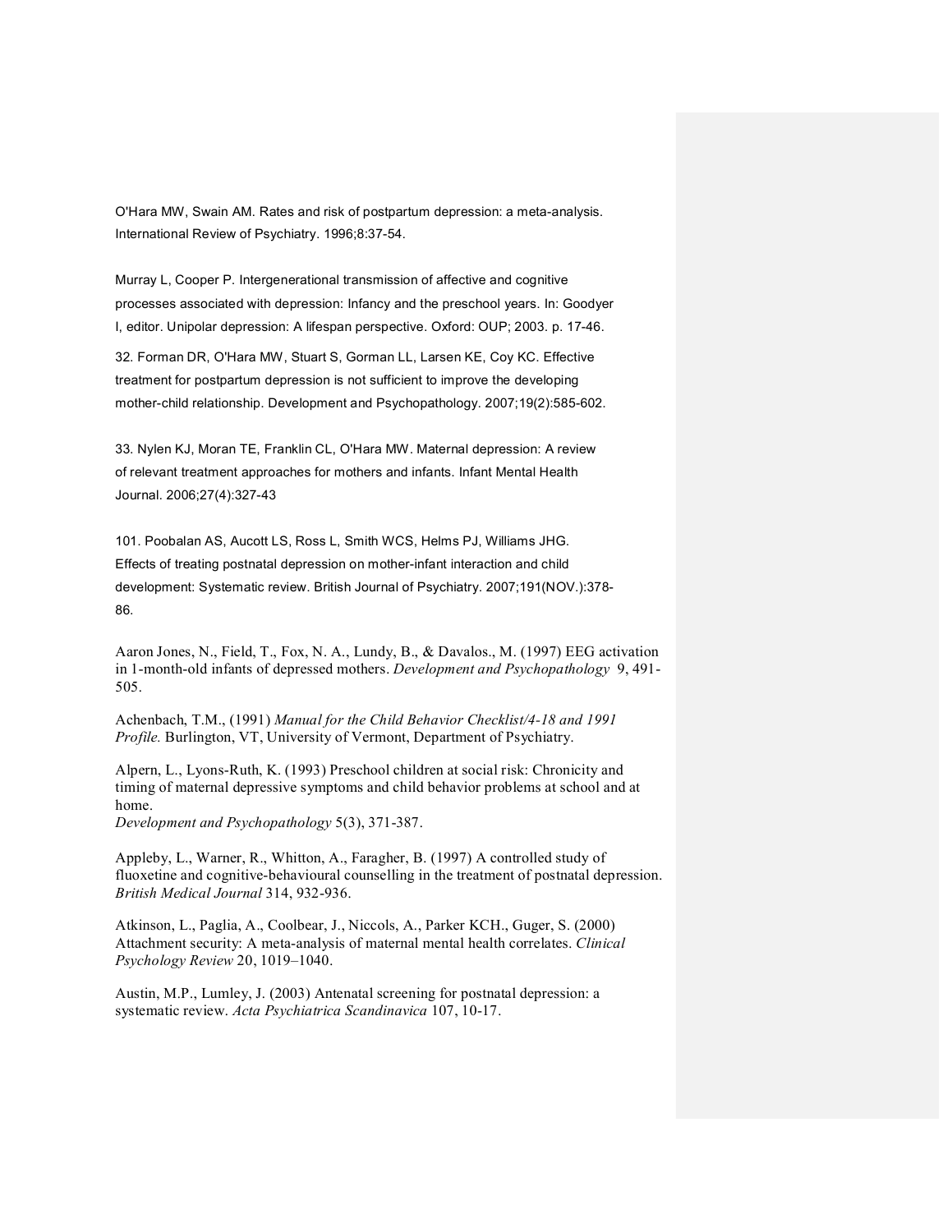O'Hara MW, Swain AM. Rates and risk of postpartum depression: a meta-analysis. International Review of Psychiatry. 1996;8:37-54.

Murray L, Cooper P. Intergenerational transmission of affective and cognitive processes associated with depression: Infancy and the preschool years. In: Goodyer I, editor. Unipolar depression: A lifespan perspective. Oxford: OUP; 2003. p. 17-46.

32. Forman DR, O'Hara MW, Stuart S, Gorman LL, Larsen KE, Coy KC. Effective treatment for postpartum depression is not sufficient to improve the developing mother-child relationship. Development and Psychopathology. 2007;19(2):585-602.

33. Nylen KJ, Moran TE, Franklin CL, O'Hara MW. Maternal depression: A review of relevant treatment approaches for mothers and infants. Infant Mental Health Journal. 2006;27(4):327-43

101. Poobalan AS, Aucott LS, Ross L, Smith WCS, Helms PJ, Williams JHG. Effects of treating postnatal depression on mother-infant interaction and child development: Systematic review. British Journal of Psychiatry. 2007;191(NOV.):378-86.

Aaron Jones, N., Field, T., Fox, N. A., Lundy, B., & Davalos., M. (1997) EEG activation in 1-month-old infants of depressed mothers. *Development and Psychopathology* 9, 491-505.

Achenbach, T.M., (1991) *Manual for the Child Behavior Checklist/4-18 and 1991 Profile.* Burlington, VT, University of Vermont, Department of Psychiatry.

Alpern, L., Lyons-Ruth, K. (1993) Preschool children at social risk: Chronicity and timing of maternal depressive symptoms and child behavior problems at school and at home.
*Development and Psychopathology* 5(3), 371-387.

Appleby, L., Warner, R., Whitton, A., Faragher, B. (1997) A controlled study of fluoxetine and cognitive-behavioural counselling in the treatment of postnatal depression. *British Medical Journal* 314, 932-936.

Atkinson, L., Paglia, A., Coolbear, J., Niccols, A., Parker KCH., Guger, S. (2000) Attachment security: A meta-analysis of maternal mental health correlates. *Clinical Psychology Review* 20, 1019–1040.

Austin, M.P., Lumley, J. (2003) Antenatal screening for postnatal depression: a systematic review. *Acta Psychiatrica Scandinavica* 107, 10-17.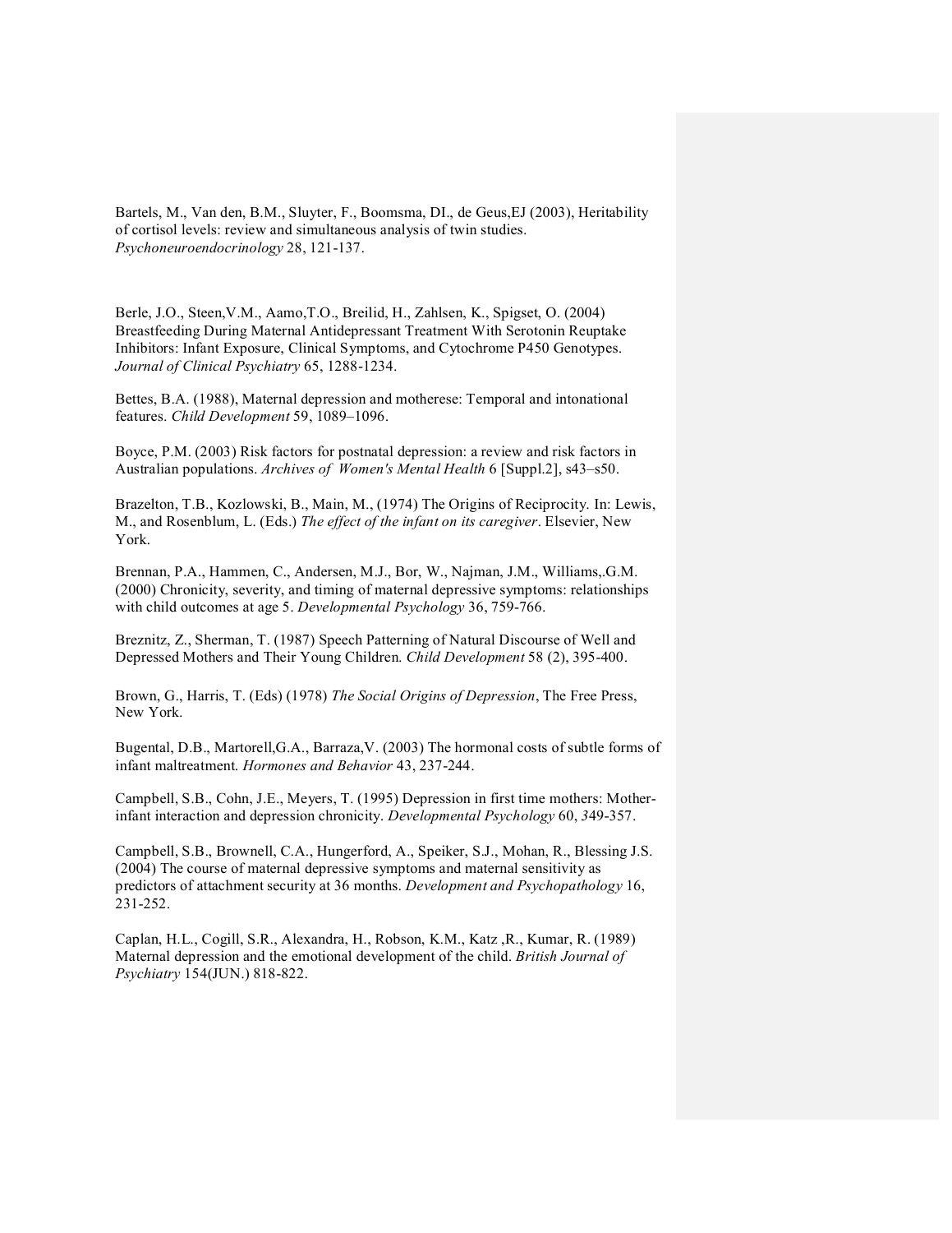Bartels, M., Van den, B.M., Sluyter, F., Boomsma, DI., de Geus,EJ (2003), Heritability of cortisol levels: review and simultaneous analysis of twin studies. *Psychoneuroendocrinology* 28, 121-137.

Berle, J.O., Steen,V.M., Aamo,T.O., Breilid, H., Zahlsen, K., Spigset, O. (2004) Breastfeeding During Maternal Antidepressant Treatment With Serotonin Reuptake Inhibitors: Infant Exposure, Clinical Symptoms, and Cytochrome P450 Genotypes. *Journal of Clinical Psychiatry* 65, 1288-1234.

Bettes, B.A. (1988), Maternal depression and motherese: Temporal and intonational features. *Child Development* 59, 1089–1096.

Boyce, P.M. (2003) Risk factors for postnatal depression: a review and risk factors in Australian populations. *Archives of Women's Mental Health* 6 [Suppl.2], s43–s50.

Brazelton, T.B., Kozlowski, B., Main, M., (1974) The Origins of Reciprocity. In: Lewis, M., and Rosenblum, L. (Eds.) *The effect of the infant on its caregiver*. Elsevier, New York.

Brennan, P.A., Hammen, C., Andersen, M.J., Bor, W., Najman, J.M., Williams,.G.M. (2000) Chronicity, severity, and timing of maternal depressive symptoms: relationships with child outcomes at age 5. *Developmental Psychology* 36, 759-766.

Breznitz, Z., Sherman, T. (1987) Speech Patterning of Natural Discourse of Well and Depressed Mothers and Their Young Children. *Child Development* 58 (2), 395-400.

Brown, G., Harris, T. (Eds) (1978) *The Social Origins of Depression*, The Free Press, New York.

Bugental, D.B., Martorell,G.A., Barraza,V. (2003) The hormonal costs of subtle forms of infant maltreatment. *Hormones and Behavior* 43, 237-244.

Campbell, S.B., Cohn, J.E., Meyers, T. (1995) Depression in first time mothers: Mother-infant interaction and depression chronicity. *Developmental Psychology* 60, 349-357.

Campbell, S.B., Brownell, C.A., Hungerford, A., Speiker, S.J., Mohan, R., Blessing J.S. (2004) The course of maternal depressive symptoms and maternal sensitivity as predictors of attachment security at 36 months. *Development and Psychopathology* 16, 231-252.

Caplan, H.L., Cogill, S.R., Alexandra, H., Robson, K.M., Katz ,R., Kumar, R. (1989) Maternal depression and the emotional development of the child. *British Journal of Psychiatry* 154(JUN.) 818-822.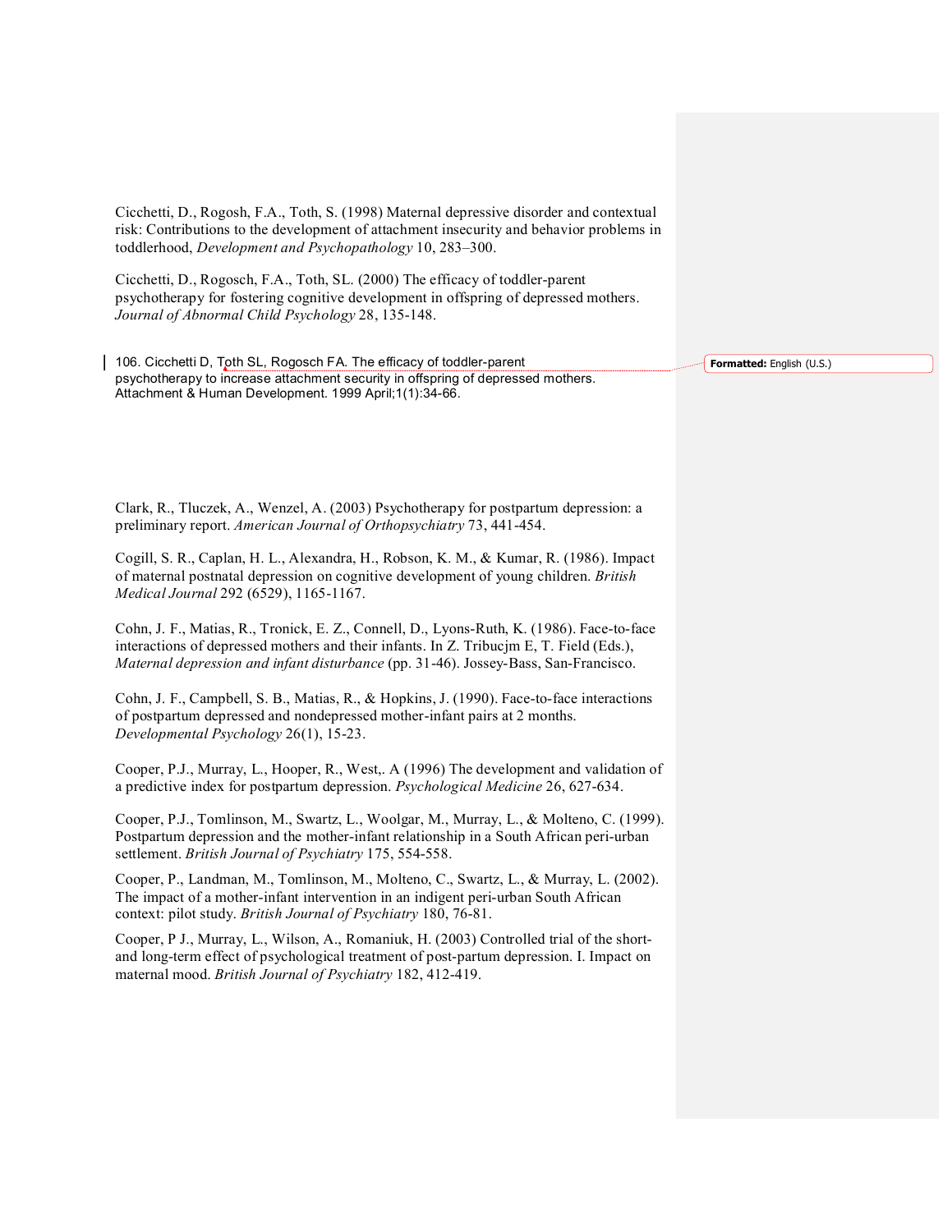Cicchetti, D., Rogosh, F.A., Toth, S. (1998) Maternal depressive disorder and contextual risk: Contributions to the development of attachment insecurity and behavior problems in toddlerhood, *Development and Psychopathology* 10, 283–300.

Cicchetti, D., Rogosch, F.A., Toth, SL. (2000) The efficacy of toddler-parent psychotherapy for fostering cognitive development in offspring of depressed mothers. *Journal of Abnormal Child Psychology* 28, 135-148.

106. Cicchetti D, Toth SL, Rogosch FA. The efficacy of toddler-parent psychotherapy to increase attachment security in offspring of depressed mothers. Attachment & Human Development. 1999 April;1(1):34-66.

Clark, R., Tluczek, A., Wenzel, A. (2003) Psychotherapy for postpartum depression: a preliminary report. *American Journal of Orthopsychiatry* 73, 441-454.

Cogill, S. R., Caplan, H. L., Alexandra, H., Robson, K. M., & Kumar, R. (1986). Impact of maternal postnatal depression on cognitive development of young children. *British Medical Journal* 292 (6529), 1165-1167.

Cohn, J. F., Matias, R., Tronick, E. Z., Connell, D., Lyons-Ruth, K. (1986). Face-to-face interactions of depressed mothers and their infants. In Z. Tribucjm E, T. Field (Eds.), *Maternal depression and infant disturbance* (pp. 31-46). Jossey-Bass, San-Francisco.

Cohn, J. F., Campbell, S. B., Matias, R., & Hopkins, J. (1990). Face-to-face interactions of postpartum depressed and nondepressed mother-infant pairs at 2 months. *Developmental Psychology* 26(1), 15-23.

Cooper, P.J., Murray, L., Hooper, R., West,. A (1996) The development and validation of a predictive index for postpartum depression. *Psychological Medicine* 26, 627-634.

Cooper, P.J., Tomlinson, M., Swartz, L., Woolgar, M., Murray, L., & Molteno, C. (1999). Postpartum depression and the mother-infant relationship in a South African peri-urban settlement. *British Journal of Psychiatry* 175, 554-558.

Cooper, P., Landman, M., Tomlinson, M., Molteno, C., Swartz, L., & Murray, L. (2002). The impact of a mother-infant intervention in an indigent peri-urban South African context: pilot study. *British Journal of Psychiatry* 180, 76-81.

Cooper, P J., Murray, L., Wilson, A., Romaniuk, H. (2003) Controlled trial of the short- and long-term effect of psychological treatment of post-partum depression. I. Impact on maternal mood. *British Journal of Psychiatry* 182, 412-419.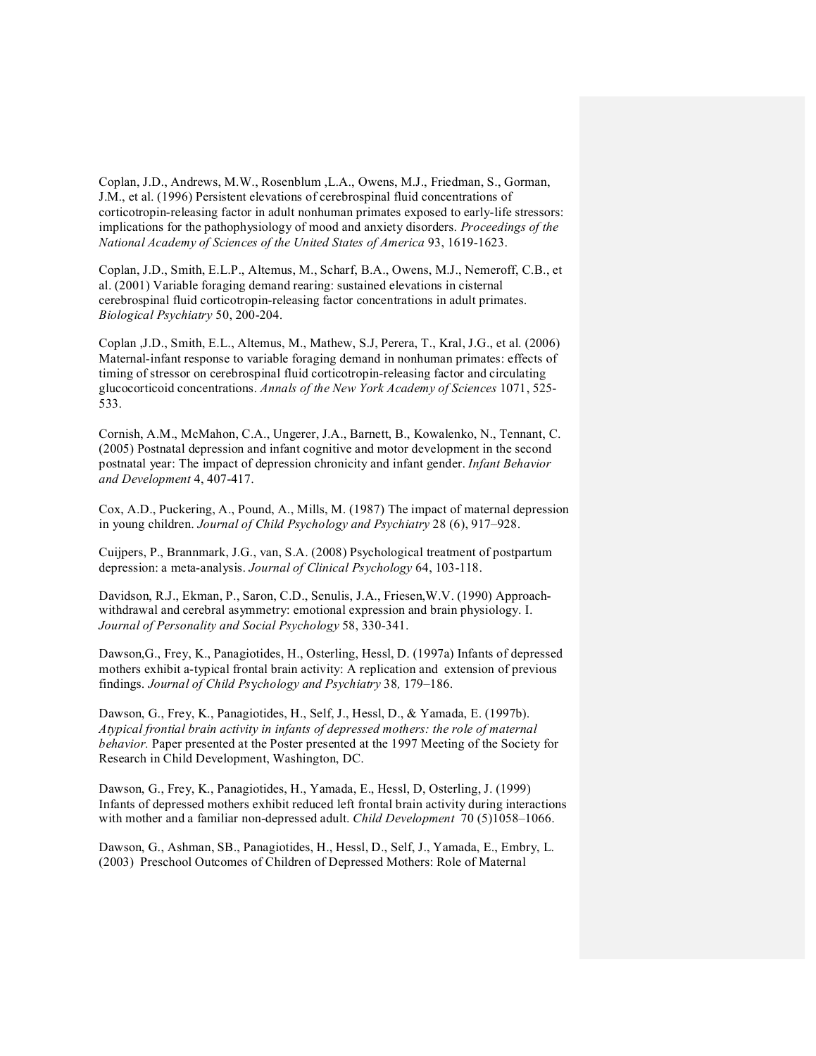Coplan, J.D., Andrews, M.W., Rosenblum ,L.A., Owens, M.J., Friedman, S., Gorman, J.M., et al. (1996) Persistent elevations of cerebrospinal fluid concentrations of corticotropin-releasing factor in adult nonhuman primates exposed to early-life stressors: implications for the pathophysiology of mood and anxiety disorders. *Proceedings of the National Academy of Sciences of the United States of America* 93, 1619-1623.

Coplan, J.D., Smith, E.L.P., Altemus, M., Scharf, B.A., Owens, M.J., Nemeroff, C.B., et al. (2001) Variable foraging demand rearing: sustained elevations in cisternal cerebrospinal fluid corticotropin-releasing factor concentrations in adult primates. *Biological Psychiatry* 50, 200-204.

Coplan ,J.D., Smith, E.L., Altemus, M., Mathew, S.J, Perera, T., Kral, J.G., et al. (2006) Maternal-infant response to variable foraging demand in nonhuman primates: effects of timing of stressor on cerebrospinal fluid corticotropin-releasing factor and circulating glucocorticoid concentrations. *Annals of the New York Academy of Sciences* 1071, 525-533.

Cornish, A.M., McMahon, C.A., Ungerer, J.A., Barnett, B., Kowalenko, N., Tennant, C. (2005) Postnatal depression and infant cognitive and motor development in the second postnatal year: The impact of depression chronicity and infant gender. *Infant Behavior and Development* 4, 407-417.

Cox, A.D., Puckering, A., Pound, A., Mills, M. (1987) The impact of maternal depression in young children. *Journal of Child Psychology and Psychiatry* 28 (6), 917–928.

Cuijpers, P., Brannmark, J.G., van, S.A. (2008) Psychological treatment of postpartum depression: a meta-analysis. *Journal of Clinical Psychology* 64, 103-118.

Davidson, R.J., Ekman, P., Saron, C.D., Senulis, J.A., Friesen,W.V. (1990) Approach-withdrawal and cerebral asymmetry: emotional expression and brain physiology. I. *Journal of Personality and Social Psychology* 58, 330-341.

Dawson,G., Frey, K., Panagiotides, H., Osterling, Hessl, D. (1997a) Infants of depressed mothers exhibit a-typical frontal brain activity: A replication and extension of previous findings. *Journal of Child Psychology and Psychiatry* 38*,* 179–186.

Dawson, G., Frey, K., Panagiotides, H., Self, J., Hessl, D., & Yamada, E. (1997b). *Atypical frontial brain activity in infants of depressed mothers: the role of maternal behavior.* Paper presented at the Poster presented at the 1997 Meeting of the Society for Research in Child Development, Washington, DC.

Dawson, G., Frey, K., Panagiotides, H., Yamada, E., Hessl, D, Osterling, J. (1999) Infants of depressed mothers exhibit reduced left frontal brain activity during interactions with mother and a familiar non-depressed adult. *Child Development* 70 (5)1058–1066.

Dawson, G., Ashman, SB., Panagiotides, H., Hessl, D., Self, J., Yamada, E., Embry, L. (2003) Preschool Outcomes of Children of Depressed Mothers: Role of Maternal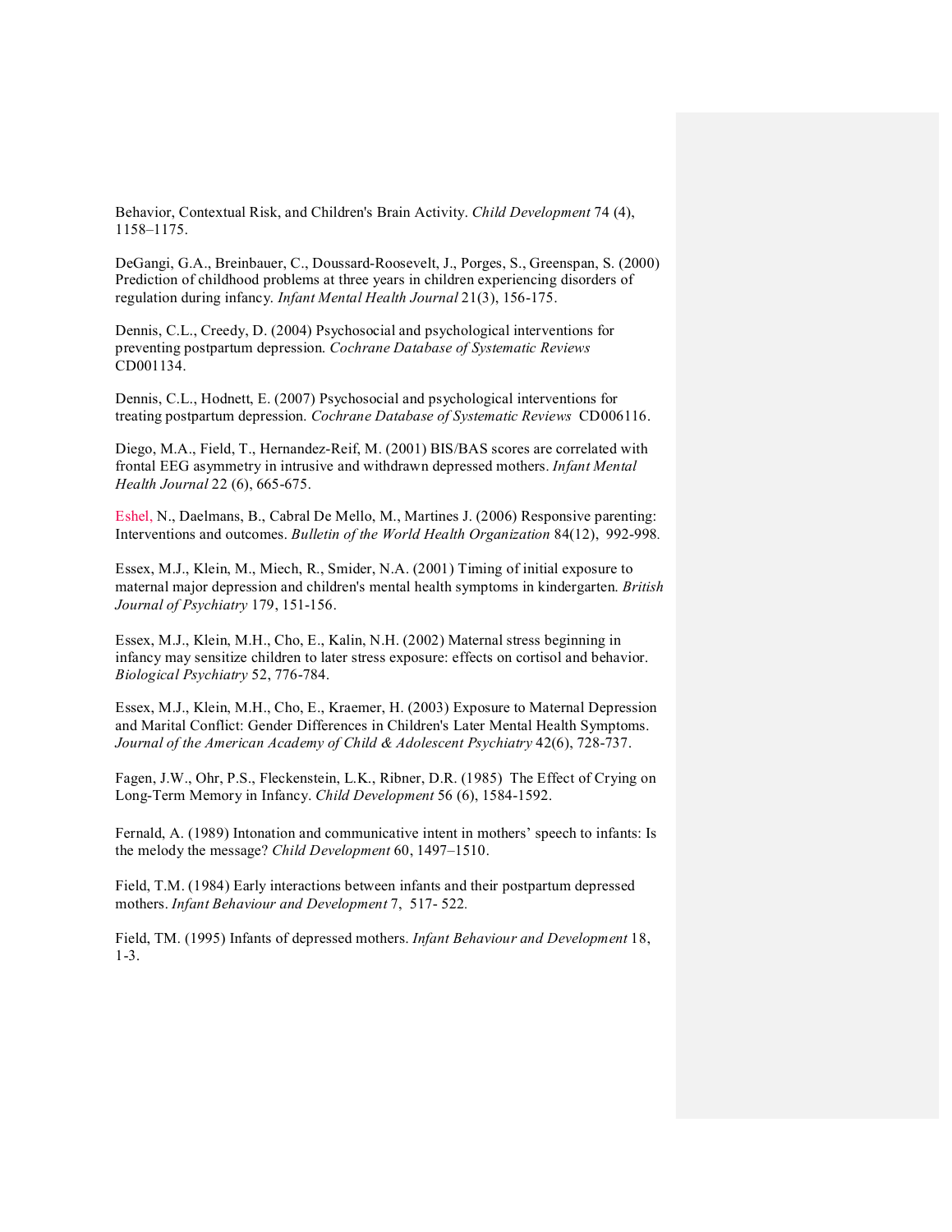Behavior, Contextual Risk, and Children's Brain Activity. *Child Development* 74 (4), 1158–1175.

DeGangi, G.A., Breinbauer, C., Doussard-Roosevelt, J., Porges, S., Greenspan, S. (2000) Prediction of childhood problems at three years in children experiencing disorders of regulation during infancy. *Infant Mental Health Journal* 21(3), 156-175.

Dennis, C.L., Creedy, D. (2004) Psychosocial and psychological interventions for preventing postpartum depression. *Cochrane Database of Systematic Reviews* CD001134.

Dennis, C.L., Hodnett, E. (2007) Psychosocial and psychological interventions for treating postpartum depression. *Cochrane Database of Systematic Reviews* CD006116.

Diego, M.A., Field, T., Hernandez-Reif, M. (2001) BIS/BAS scores are correlated with frontal EEG asymmetry in intrusive and withdrawn depressed mothers. *Infant Mental Health Journal* 22 (6), 665-675.

Eshel, N., Daelmans, B., Cabral De Mello, M., Martines J. (2006) Responsive parenting: Interventions and outcomes. *Bulletin of the World Health Organization* 84(12), 992-998.

Essex, M.J., Klein, M., Miech, R., Smider, N.A. (2001) Timing of initial exposure to maternal major depression and children's mental health symptoms in kindergarten. *British Journal of Psychiatry* 179, 151-156.

Essex, M.J., Klein, M.H., Cho, E., Kalin, N.H. (2002) Maternal stress beginning in infancy may sensitize children to later stress exposure: effects on cortisol and behavior. *Biological Psychiatry* 52, 776-784.

Essex, M.J., Klein, M.H., Cho, E., Kraemer, H. (2003) Exposure to Maternal Depression and Marital Conflict: Gender Differences in Children's Later Mental Health Symptoms. *Journal of the American Academy of Child & Adolescent Psychiatry* 42(6), 728-737.

Fagen, J.W., Ohr, P.S., Fleckenstein, L.K., Ribner, D.R. (1985) The Effect of Crying on Long-Term Memory in Infancy. *Child Development* 56 (6), 1584-1592.

Fernald, A. (1989) Intonation and communicative intent in mothers' speech to infants: Is the melody the message? *Child Development* 60, 1497–1510.

Field, T.M. (1984) Early interactions between infants and their postpartum depressed mothers. *Infant Behaviour and Development* 7, 517- 522.

Field, TM. (1995) Infants of depressed mothers. *Infant Behaviour and Development* 18, 1-3.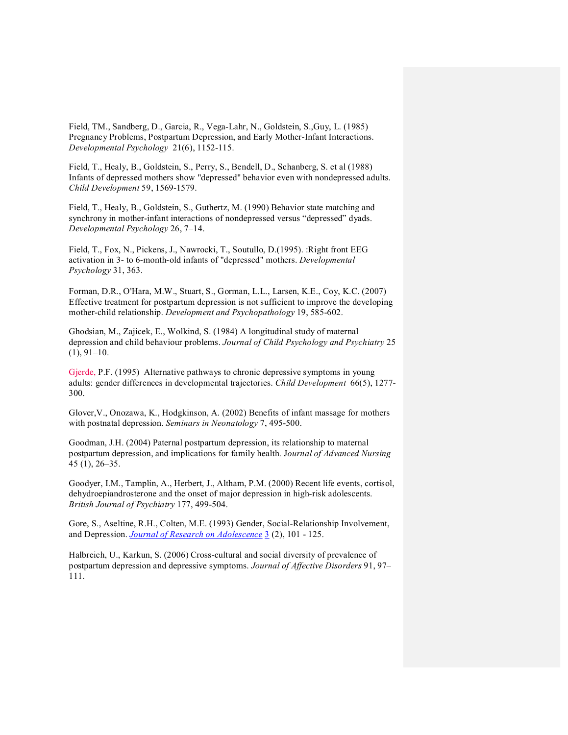Field, TM., Sandberg, D., Garcia, R., Vega-Lahr, N., Goldstein, S.,Guy, L. (1985) Pregnancy Problems, Postpartum Depression, and Early Mother-Infant Interactions. *Developmental Psychology* 21(6), 1152-115.

Field, T., Healy, B., Goldstein, S., Perry, S., Bendell, D., Schanberg, S. et al (1988) Infants of depressed mothers show "depressed" behavior even with nondepressed adults. *Child Development* 59, 1569-1579.

Field, T., Healy, B., Goldstein, S., Guthertz, M. (1990) Behavior state matching and synchrony in mother-infant interactions of nondepressed versus "depressed" dyads. *Developmental Psychology* 26, 7–14.

Field, T., Fox, N., Pickens, J., Nawrocki, T., Soutullo, D.(1995). :Right front EEG activation in 3- to 6-month-old infants of "depressed" mothers. *Developmental Psychology* 31, 363.

Forman, D.R., O'Hara, M.W., Stuart, S., Gorman, L.L., Larsen, K.E., Coy, K.C. (2007) Effective treatment for postpartum depression is not sufficient to improve the developing mother-child relationship. *Development and Psychopathology* 19, 585-602.

Ghodsian, M., Zajicek, E., Wolkind, S. (1984) A longitudinal study of maternal depression and child behaviour problems. *Journal of Child Psychology and Psychiatry* 25 (1), 91–10.

Gjerde, P.F. (1995) Alternative pathways to chronic depressive symptoms in young adults: gender differences in developmental trajectories. *Child Development* 66(5), 1277-300.

Glover,V., Onozawa, K., Hodgkinson, A. (2002) Benefits of infant massage for mothers with postnatal depression. *Seminars in Neonatology* 7, 495-500.

Goodman, J.H. (2004) Paternal postpartum depression, its relationship to maternal postpartum depression, and implications for family health. *Journal of Advanced Nursing* 45 (1), 26–35.

Goodyer, I.M., Tamplin, A., Herbert, J., Altham, P.M. (2000) Recent life events, cortisol, dehydroepiandrosterone and the onset of major depression in high-risk adolescents. *British Journal of Psychiatry* 177, 499-504.

Gore, S., Aseltine, R.H., Colten, M.E. (1993) Gender, Social-Relationship Involvement, and Depression. *Journal of Research on Adolescence* 3 (2), 101 - 125.

Halbreich, U., Karkun, S. (2006) Cross-cultural and social diversity of prevalence of postpartum depression and depressive symptoms. *Journal of Affective Disorders* 91, 97–111.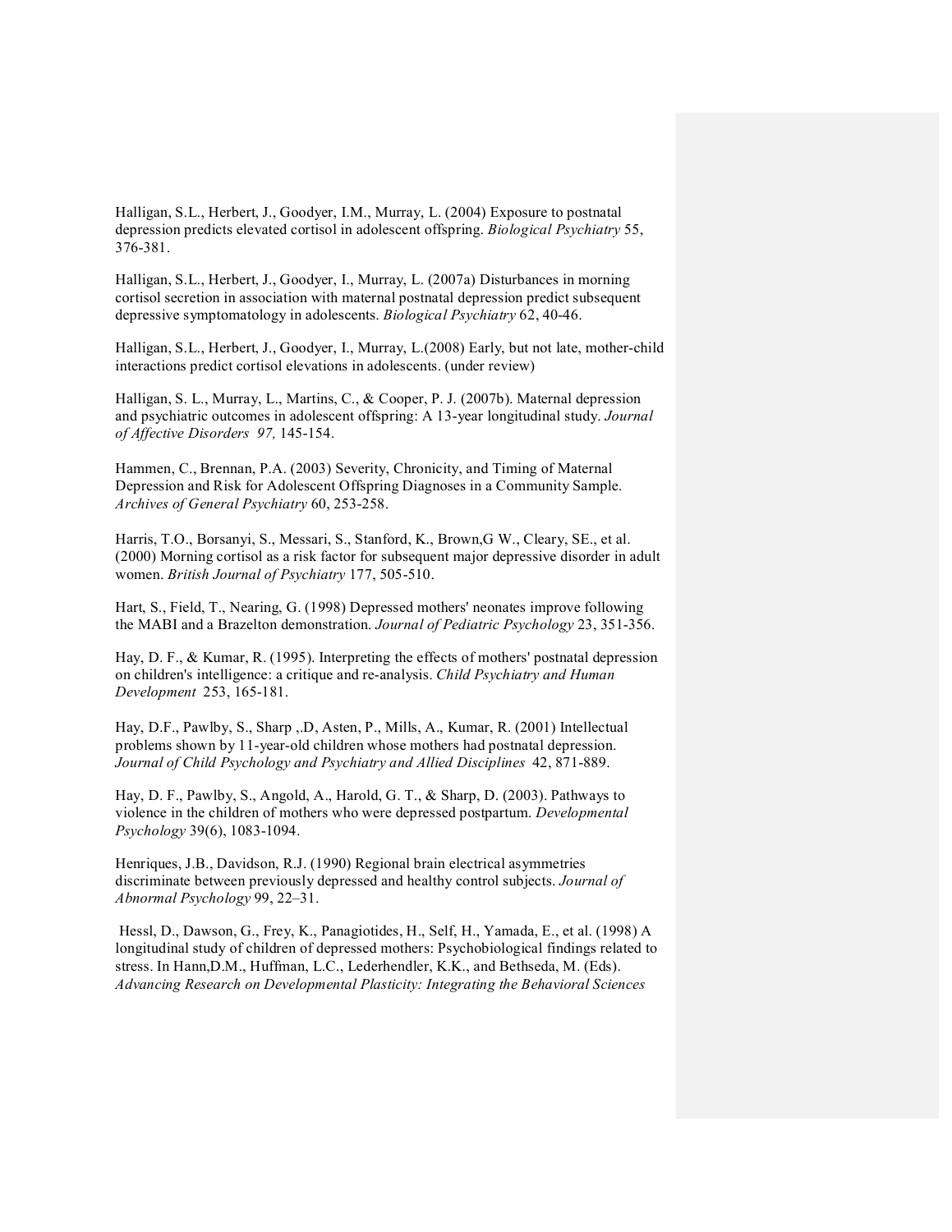Halligan, S.L., Herbert, J., Goodyer, I.M., Murray, L. (2004) Exposure to postnatal depression predicts elevated cortisol in adolescent offspring. *Biological Psychiatry* 55, 376-381.

Halligan, S.L., Herbert, J., Goodyer, I., Murray, L. (2007a) Disturbances in morning cortisol secretion in association with maternal postnatal depression predict subsequent depressive symptomatology in adolescents. *Biological Psychiatry* 62, 40-46.

Halligan, S.L., Herbert, J., Goodyer, I., Murray, L.(2008) Early, but not late, mother-child interactions predict cortisol elevations in adolescents. (under review)

Halligan, S. L., Murray, L., Martins, C., & Cooper, P. J. (2007b). Maternal depression and psychiatric outcomes in adolescent offspring: A 13-year longitudinal study. *Journal of Affective Disorders 97,* 145-154.

Hammen, C., Brennan, P.A. (2003) Severity, Chronicity, and Timing of Maternal Depression and Risk for Adolescent Offspring Diagnoses in a Community Sample. *Archives of General Psychiatry* 60, 253-258.

Harris, T.O., Borsanyi, S., Messari, S., Stanford, K., Brown,G W., Cleary, SE., et al. (2000) Morning cortisol as a risk factor for subsequent major depressive disorder in adult women. *British Journal of Psychiatry* 177, 505-510.

Hart, S., Field, T., Nearing, G. (1998) Depressed mothers' neonates improve following the MABI and a Brazelton demonstration. *Journal of Pediatric Psychology* 23, 351-356.

Hay, D. F., & Kumar, R. (1995). Interpreting the effects of mothers' postnatal depression on children's intelligence: a critique and re-analysis. *Child Psychiatry and Human Development* 253, 165-181.

Hay, D.F., Pawlby, S., Sharp ,.D, Asten, P., Mills, A., Kumar, R. (2001) Intellectual problems shown by 11-year-old children whose mothers had postnatal depression. *Journal of Child Psychology and Psychiatry and Allied Disciplines* 42, 871-889.

Hay, D. F., Pawlby, S., Angold, A., Harold, G. T., & Sharp, D. (2003). Pathways to violence in the children of mothers who were depressed postpartum. *Developmental Psychology* 39(6), 1083-1094.

Henriques, J.B., Davidson, R.J. (1990) Regional brain electrical asymmetries discriminate between previously depressed and healthy control subjects. *Journal of Abnormal Psychology* 99, 22–31.

Hessl, D., Dawson, G., Frey, K., Panagiotides, H., Self, H., Yamada, E., et al. (1998) A longitudinal study of children of depressed mothers: Psychobiological findings related to stress. In Hann,D.M., Huffman, L.C., Lederhendler, K.K., and Bethseda, M. (Eds). *Advancing Research on Developmental Plasticity: Integrating the Behavioral Sciences*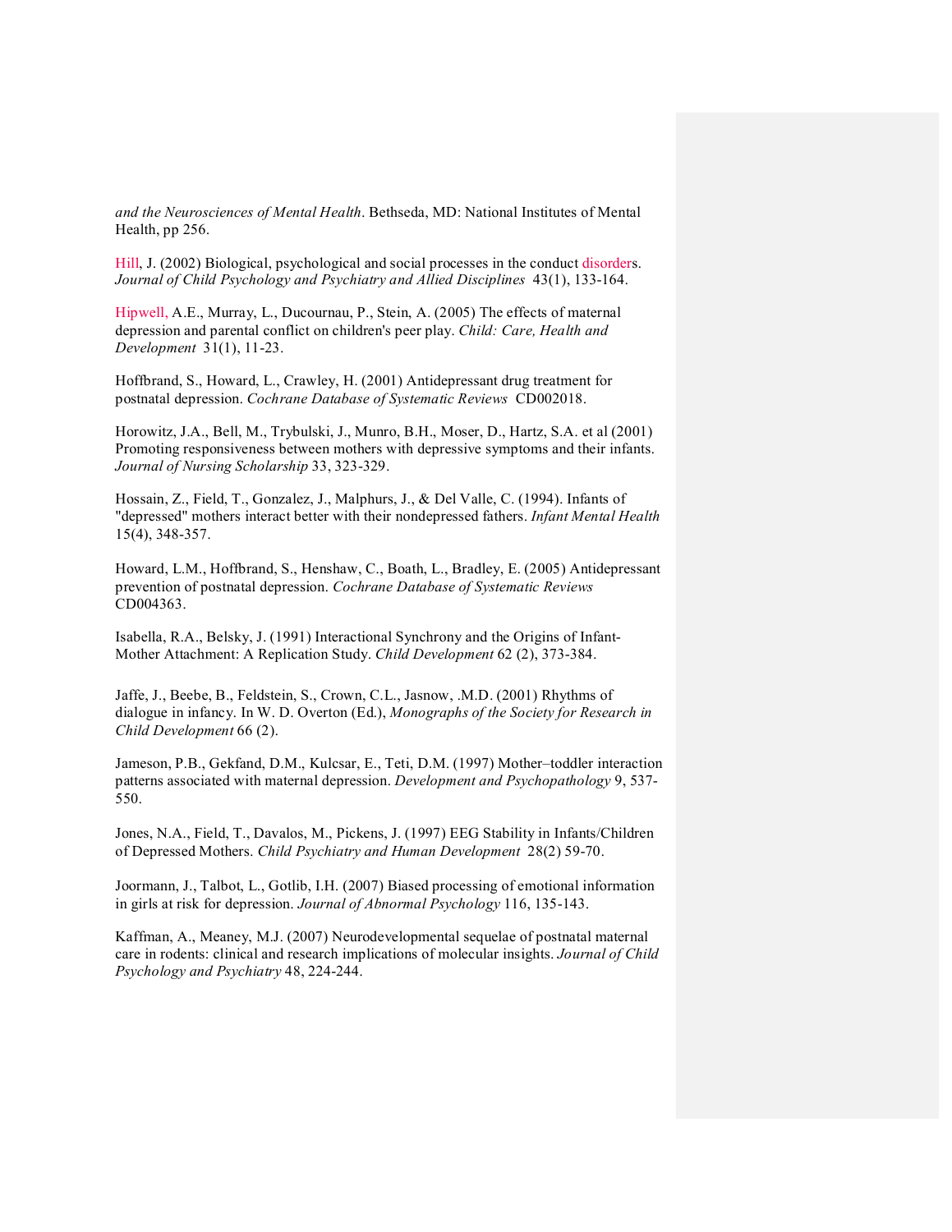*and the Neurosciences of Mental Health*. Bethseda, MD: National Institutes of Mental Health, pp 256.

Hill, J. (2002) Biological, psychological and social processes in the conduct disorders. *Journal of Child Psychology and Psychiatry and Allied Disciplines* 43(1), 133-164.

Hipwell, A.E., Murray, L., Ducournau, P., Stein, A. (2005) The effects of maternal depression and parental conflict on children's peer play. *Child: Care, Health and Development* 31(1), 11-23.

Hoffbrand, S., Howard, L., Crawley, H. (2001) Antidepressant drug treatment for postnatal depression. *Cochrane Database of Systematic Reviews* CD002018.

Horowitz, J.A., Bell, M., Trybulski, J., Munro, B.H., Moser, D., Hartz, S.A. et al (2001) Promoting responsiveness between mothers with depressive symptoms and their infants. *Journal of Nursing Scholarship* 33, 323-329.

Hossain, Z., Field, T., Gonzalez, J., Malphurs, J., & Del Valle, C. (1994). Infants of "depressed" mothers interact better with their nondepressed fathers. *Infant Mental Health* 15(4), 348-357.

Howard, L.M., Hoffbrand, S., Henshaw, C., Boath, L., Bradley, E. (2005) Antidepressant prevention of postnatal depression. *Cochrane Database of Systematic Reviews* CD004363.

Isabella, R.A., Belsky, J. (1991) Interactional Synchrony and the Origins of Infant-Mother Attachment: A Replication Study. *Child Development* 62 (2), 373-384.

Jaffe, J., Beebe, B., Feldstein, S., Crown, C.L., Jasnow, .M.D. (2001) Rhythms of dialogue in infancy. In W. D. Overton (Ed.), *Monographs of the Society for Research in Child Development* 66 (2).

Jameson, P.B., Gekfand, D.M., Kulcsar, E., Teti, D.M. (1997) Mother–toddler interaction patterns associated with maternal depression. *Development and Psychopathology* 9, 537-550.

Jones, N.A., Field, T., Davalos, M., Pickens, J. (1997) EEG Stability in Infants/Children of Depressed Mothers. *Child Psychiatry and Human Development* 28(2) 59-70.

Joormann, J., Talbot, L., Gotlib, I.H. (2007) Biased processing of emotional information in girls at risk for depression. *Journal of Abnormal Psychology* 116, 135-143.

Kaffman, A., Meaney, M.J. (2007) Neurodevelopmental sequelae of postnatal maternal care in rodents: clinical and research implications of molecular insights. *Journal of Child Psychology and Psychiatry* 48, 224-244.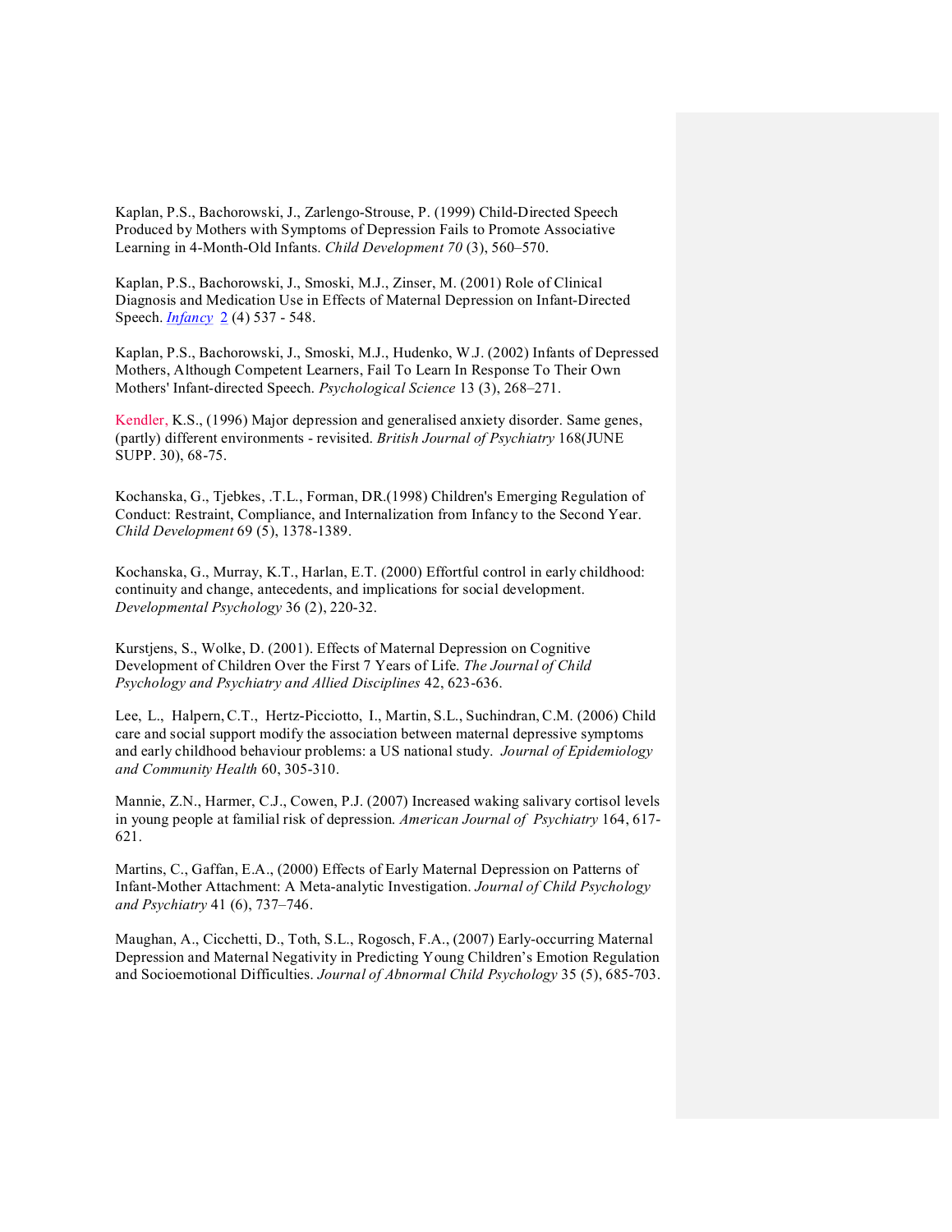Kaplan, P.S., Bachorowski, J., Zarlengo-Strouse, P. (1999) Child-Directed Speech Produced by Mothers with Symptoms of Depression Fails to Promote Associative Learning in 4-Month-Old Infants. *Child Development 70* (3), 560–570.

Kaplan, P.S., Bachorowski, J., Smoski, M.J., Zinser, M. (2001) Role of Clinical Diagnosis and Medication Use in Effects of Maternal Depression on Infant-Directed Speech. *Infancy* 2 (4) 537 - 548.

Kaplan, P.S., Bachorowski, J., Smoski, M.J., Hudenko, W.J. (2002) Infants of Depressed Mothers, Although Competent Learners, Fail To Learn In Response To Their Own Mothers' Infant-directed Speech. *Psychological Science* 13 (3), 268–271.

Kendler, K.S., (1996) Major depression and generalised anxiety disorder. Same genes, (partly) different environments - revisited. *British Journal of Psychiatry* 168(JUNE SUPP. 30), 68-75.

Kochanska, G., Tjebkes, .T.L., Forman, DR.(1998) Children's Emerging Regulation of Conduct: Restraint, Compliance, and Internalization from Infancy to the Second Year. *Child Development* 69 (5), 1378-1389.

Kochanska, G., Murray, K.T., Harlan, E.T. (2000) Effortful control in early childhood: continuity and change, antecedents, and implications for social development. *Developmental Psychology* 36 (2), 220-32.

Kurstjens, S., Wolke, D. (2001). Effects of Maternal Depression on Cognitive Development of Children Over the First 7 Years of Life. *The Journal of Child Psychology and Psychiatry and Allied Disciplines* 42, 623-636.

Lee, L., Halpern, C.T., Hertz-Picciotto, I., Martin, S.L., Suchindran, C.M. (2006) Child care and social support modify the association between maternal depressive symptoms and early childhood behaviour problems: a US national study. *Journal of Epidemiology and Community Health* 60, 305-310.

Mannie, Z.N., Harmer, C.J., Cowen, P.J. (2007) Increased waking salivary cortisol levels in young people at familial risk of depression. *American Journal of Psychiatry* 164, 617-621.

Martins, C., Gaffan, E.A., (2000) Effects of Early Maternal Depression on Patterns of Infant-Mother Attachment: A Meta-analytic Investigation. *Journal of Child Psychology and Psychiatry* 41 (6), 737–746.

Maughan, A., Cicchetti, D., Toth, S.L., Rogosch, F.A., (2007) Early-occurring Maternal Depression and Maternal Negativity in Predicting Young Children's Emotion Regulation and Socioemotional Difficulties. *Journal of Abnormal Child Psychology* 35 (5), 685-703.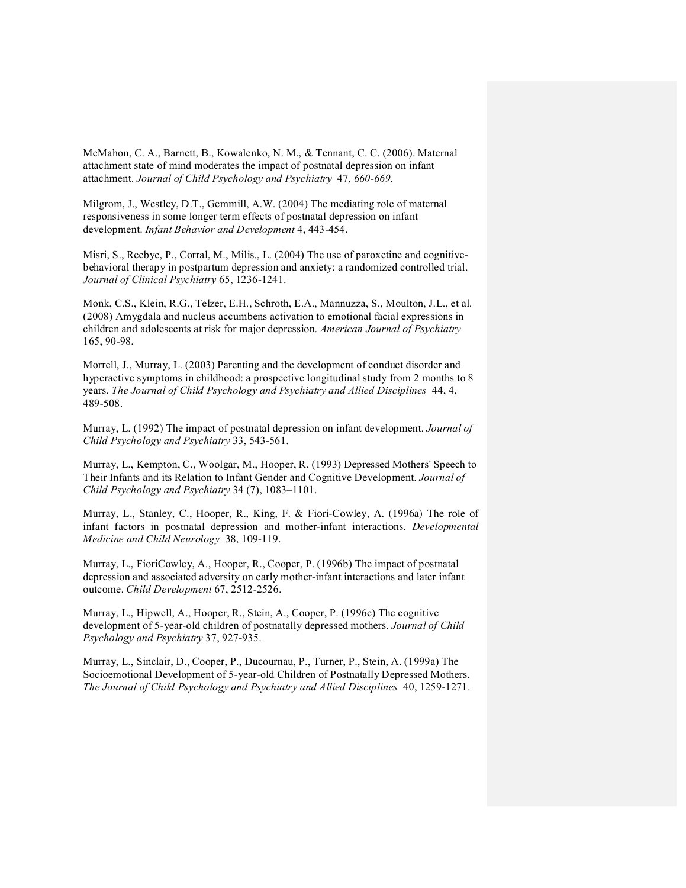McMahon, C. A., Barnett, B., Kowalenko, N. M., & Tennant, C. C. (2006). Maternal attachment state of mind moderates the impact of postnatal depression on infant attachment. *Journal of Child Psychology and Psychiatry* 47*, 660-669.*

Milgrom, J., Westley, D.T., Gemmill, A.W. (2004) The mediating role of maternal responsiveness in some longer term effects of postnatal depression on infant development. *Infant Behavior and Development* 4, 443-454.

Misri, S., Reebye, P., Corral, M., Milis., L. (2004) The use of paroxetine and cognitive-behavioral therapy in postpartum depression and anxiety: a randomized controlled trial. *Journal of Clinical Psychiatry* 65, 1236-1241.

Monk, C.S., Klein, R.G., Telzer, E.H., Schroth, E.A., Mannuzza, S., Moulton, J.L., et al. (2008) Amygdala and nucleus accumbens activation to emotional facial expressions in children and adolescents at risk for major depression. *American Journal of Psychiatry* 165, 90-98.

Morrell, J., Murray, L. (2003) Parenting and the development of conduct disorder and hyperactive symptoms in childhood: a prospective longitudinal study from 2 months to 8 years. *The Journal of Child Psychology and Psychiatry and Allied Disciplines* 44, 4, 489-508.

Murray, L. (1992) The impact of postnatal depression on infant development. *Journal of Child Psychology and Psychiatry* 33, 543-561.

Murray, L., Kempton, C., Woolgar, M., Hooper, R. (1993) Depressed Mothers' Speech to Their Infants and its Relation to Infant Gender and Cognitive Development. *Journal of Child Psychology and Psychiatry* 34 (7), 1083–1101.

Murray, L., Stanley, C., Hooper, R., King, F. & Fiori-Cowley, A. (1996a) The role of infant factors in postnatal depression and mother-infant interactions. *Developmental Medicine and Child Neurology* 38, 109-119.

Murray, L., FioriCowley, A., Hooper, R., Cooper, P. (1996b) The impact of postnatal depression and associated adversity on early mother-infant interactions and later infant outcome. *Child Development* 67, 2512-2526.

Murray, L., Hipwell, A., Hooper, R., Stein, A., Cooper, P. (1996c) The cognitive development of 5-year-old children of postnatally depressed mothers. *Journal of Child Psychology and Psychiatry* 37, 927-935.

Murray, L., Sinclair, D., Cooper, P., Ducournau, P., Turner, P., Stein, A. (1999a) The Socioemotional Development of 5-year-old Children of Postnatally Depressed Mothers. *The Journal of Child Psychology and Psychiatry and Allied Disciplines* 40, 1259-1271.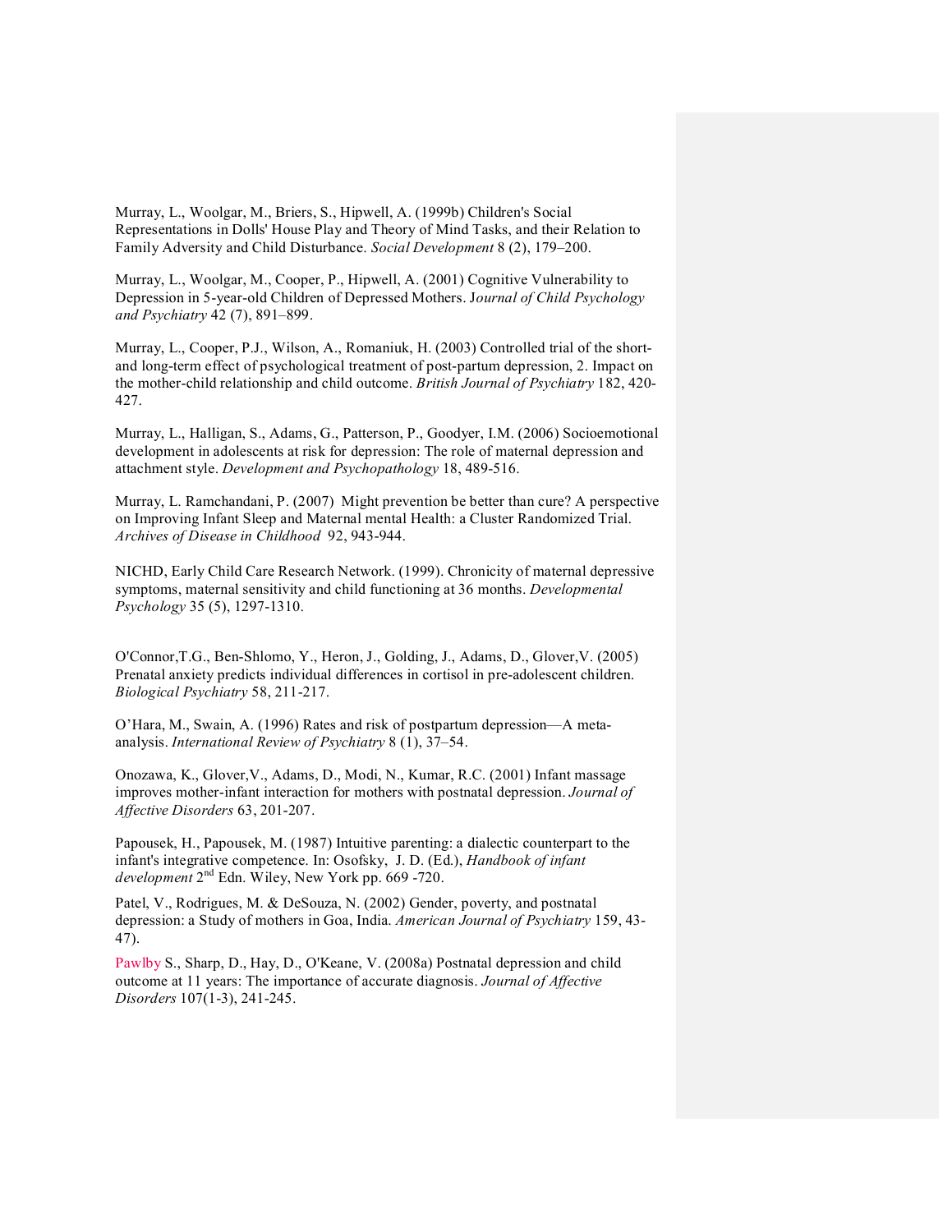Murray, L., Woolgar, M., Briers, S., Hipwell, A. (1999b) Children's Social Representations in Dolls' House Play and Theory of Mind Tasks, and their Relation to Family Adversity and Child Disturbance. *Social Development* 8 (2), 179–200.

Murray, L., Woolgar, M., Cooper, P., Hipwell, A. (2001) Cognitive Vulnerability to Depression in 5-year-old Children of Depressed Mothers. J*ournal of Child Psychology and Psychiatry* 42 (7), 891–899.

Murray, L., Cooper, P.J., Wilson, A., Romaniuk, H. (2003) Controlled trial of the short- and long-term effect of psychological treatment of post-partum depression, 2. Impact on the mother-child relationship and child outcome. *British Journal of Psychiatry* 182, 420-427.

Murray, L., Halligan, S., Adams, G., Patterson, P., Goodyer, I.M. (2006) Socioemotional development in adolescents at risk for depression: The role of maternal depression and attachment style. *Development and Psychopathology* 18, 489-516.

Murray, L. Ramchandani, P. (2007) Might prevention be better than cure? A perspective on Improving Infant Sleep and Maternal mental Health: a Cluster Randomized Trial. *Archives of Disease in Childhood* 92, 943-944.

NICHD, Early Child Care Research Network. (1999). Chronicity of maternal depressive symptoms, maternal sensitivity and child functioning at 36 months. *Developmental Psychology* 35 (5), 1297-1310.

O'Connor,T.G., Ben-Shlomo, Y., Heron, J., Golding, J., Adams, D., Glover,V. (2005) Prenatal anxiety predicts individual differences in cortisol in pre-adolescent children. *Biological Psychiatry* 58, 211-217.

O'Hara, M., Swain, A. (1996) Rates and risk of postpartum depression—A meta-analysis. *International Review of Psychiatry* 8 (1), 37–54.

Onozawa, K., Glover,V., Adams, D., Modi, N., Kumar, R.C. (2001) Infant massage improves mother-infant interaction for mothers with postnatal depression. *Journal of Affective Disorders* 63, 201-207.

Papousek, H., Papousek, M. (1987) Intuitive parenting: a dialectic counterpart to the infant's integrative competence. In: Osofsky, J. D. (Ed.), *Handbook of infant development* 2nd Edn. Wiley, New York pp. 669 -720.

Patel, V., Rodrigues, M. & DeSouza, N. (2002) Gender, poverty, and postnatal depression: a Study of mothers in Goa, India. *American Journal of Psychiatry* 159, 43-47).

Pawlby S., Sharp, D., Hay, D., O'Keane, V. (2008a) Postnatal depression and child outcome at 11 years: The importance of accurate diagnosis. *Journal of Affective Disorders* 107(1-3), 241-245.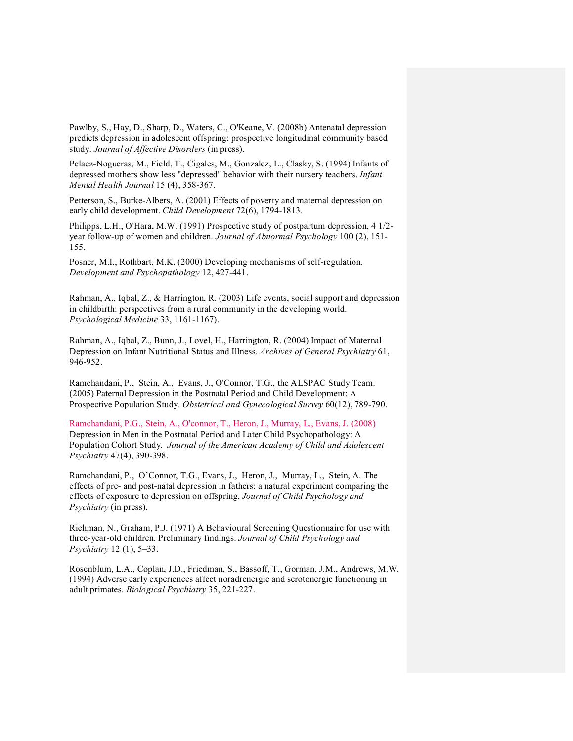Pawlby, S., Hay, D., Sharp, D., Waters, C., O'Keane, V. (2008b) Antenatal depression predicts depression in adolescent offspring: prospective longitudinal community based study. *Journal of Affective Disorders* (in press).

Pelaez-Nogueras, M., Field, T., Cigales, M., Gonzalez, L., Clasky, S. (1994) Infants of depressed mothers show less "depressed" behavior with their nursery teachers. *Infant Mental Health Journal* 15 (4), 358-367.

Petterson, S., Burke-Albers, A. (2001) Effects of poverty and maternal depression on early child development. *Child Development* 72(6), 1794-1813.

Philipps, L.H., O'Hara, M.W. (1991) Prospective study of postpartum depression, 4 1/2-year follow-up of women and children. *Journal of Abnormal Psychology* 100 (2), 151-155.

Posner, M.I., Rothbart, M.K. (2000) Developing mechanisms of self-regulation. *Development and Psychopathology* 12, 427-441.

Rahman, A., Iqbal, Z., & Harrington, R. (2003) Life events, social support and depression in childbirth: perspectives from a rural community in the developing world. *Psychological Medicine* 33, 1161-1167).

Rahman, A., Iqbal, Z., Bunn, J., Lovel, H., Harrington, R. (2004) Impact of Maternal Depression on Infant Nutritional Status and Illness. *Archives of General Psychiatry* 61, 946-952.

Ramchandani, P., Stein, A., Evans, J., O'Connor, T.G., the ALSPAC Study Team. (2005) Paternal Depression in the Postnatal Period and Child Development: A Prospective Population Study. *Obstetrical and Gynecological Survey* 60(12), 789-790.

Ramchandani, P.G., Stein, A., O'connor, T., Heron, J., Murray, L., Evans, J. (2008) Depression in Men in the Postnatal Period and Later Child Psychopathology: A Population Cohort Study. *Journal of the American Academy of Child and Adolescent Psychiatry* 47(4), 390-398.

Ramchandani, P., O'Connor, T.G., Evans, J., Heron, J., Murray, L., Stein, A. The effects of pre- and post-natal depression in fathers: a natural experiment comparing the effects of exposure to depression on offspring. *Journal of Child Psychology and Psychiatry* (in press).

Richman, N., Graham, P.J. (1971) A Behavioural Screening Questionnaire for use with three-year-old children. Preliminary findings. *Journal of Child Psychology and Psychiatry* 12 (1), 5–33.

Rosenblum, L.A., Coplan, J.D., Friedman, S., Bassoff, T., Gorman, J.M., Andrews, M.W. (1994) Adverse early experiences affect noradrenergic and serotonergic functioning in adult primates. *Biological Psychiatry* 35, 221-227.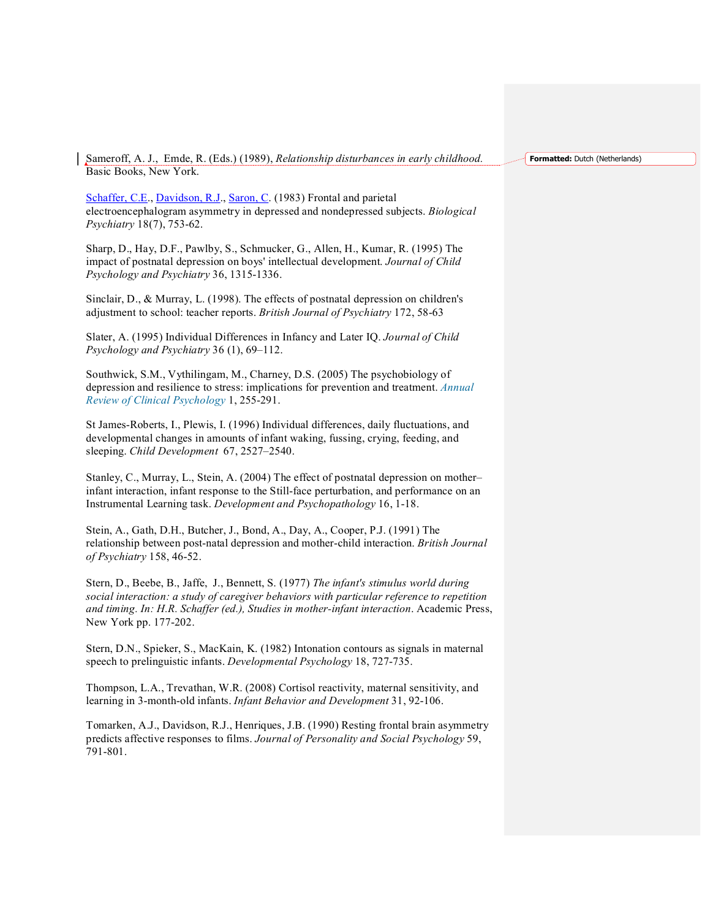Sameroff, A. J., Emde, R. (Eds.) (1989), *Relationship disturbances in early childhood.* Basic Books, New York.

Schaffer, C.E., Davidson, R.J., Saron, C. (1983) Frontal and parietal electroencephalogram asymmetry in depressed and nondepressed subjects. *Biological Psychiatry* 18(7), 753-62.

Sharp, D., Hay, D.F., Pawlby, S., Schmucker, G., Allen, H., Kumar, R. (1995) The impact of postnatal depression on boys' intellectual development. *Journal of Child Psychology and Psychiatry* 36, 1315-1336.

Sinclair, D., & Murray, L. (1998). The effects of postnatal depression on children's adjustment to school: teacher reports. *British Journal of Psychiatry* 172, 58-63

Slater, A. (1995) Individual Differences in Infancy and Later IQ. *Journal of Child Psychology and Psychiatry* 36 (1), 69–112.

Southwick, S.M., Vythilingam, M., Charney, D.S. (2005) The psychobiology of depression and resilience to stress: implications for prevention and treatment. *Annual Review of Clinical Psychology* 1, 255-291.

St James-Roberts, I., Plewis, I. (1996) Individual differences, daily fluctuations, and developmental changes in amounts of infant waking, fussing, crying, feeding, and sleeping. *Child Development* 67, 2527–2540.

Stanley, C., Murray, L., Stein, A. (2004) The effect of postnatal depression on mother–infant interaction, infant response to the Still-face perturbation, and performance on an Instrumental Learning task. *Development and Psychopathology* 16, 1-18.

Stein, A., Gath, D.H., Butcher, J., Bond, A., Day, A., Cooper, P.J. (1991) The relationship between post-natal depression and mother-child interaction. *British Journal of Psychiatry* 158, 46-52.

Stern, D., Beebe, B., Jaffe, J., Bennett, S. (1977) *The infant's stimulus world during social interaction: a study of caregiver behaviors with particular reference to repetition and timing. In: H.R. Schaffer (ed.), Studies in mother-infant interaction*. Academic Press, New York pp. 177-202.

Stern, D.N., Spieker, S., MacKain, K. (1982) Intonation contours as signals in maternal speech to prelinguistic infants. *Developmental Psychology* 18, 727-735.

Thompson, L.A., Trevathan, W.R. (2008) Cortisol reactivity, maternal sensitivity, and learning in 3-month-old infants. *Infant Behavior and Development* 31, 92-106.

Tomarken, A.J., Davidson, R.J., Henriques, J.B. (1990) Resting frontal brain asymmetry predicts affective responses to films. *Journal of Personality and Social Psychology* 59, 791-801.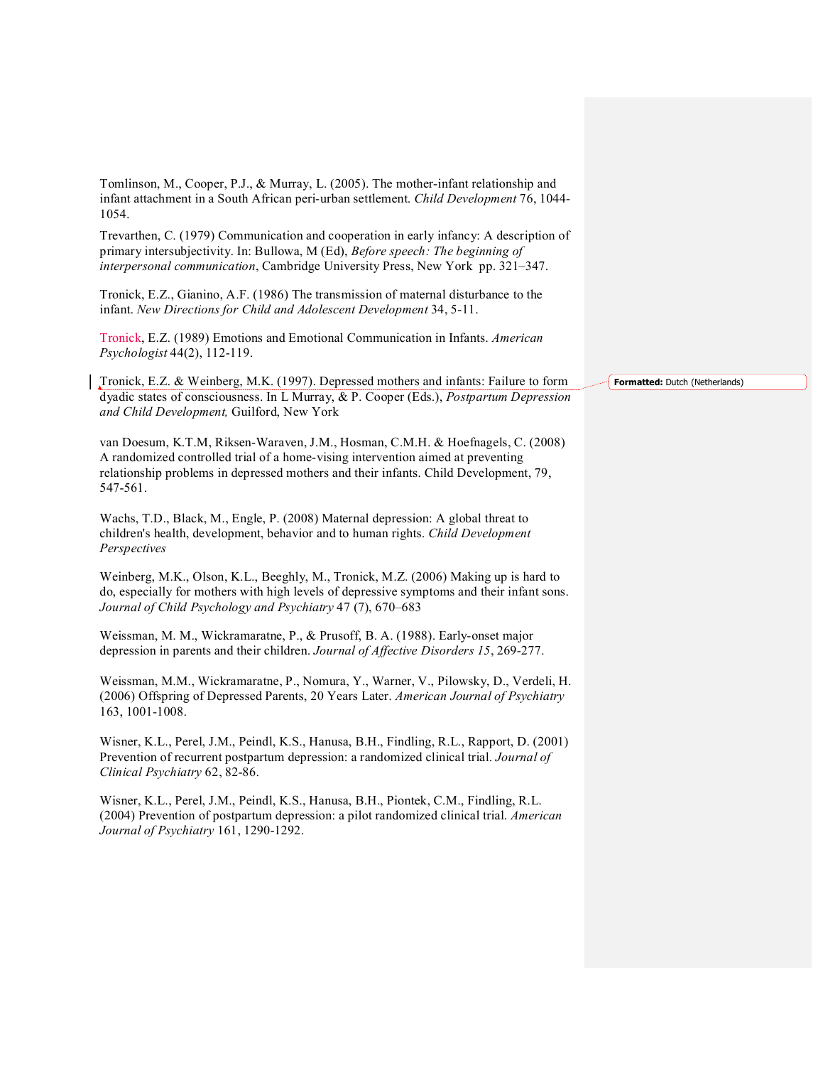Tomlinson, M., Cooper, P.J., & Murray, L. (2005). The mother-infant relationship and infant attachment in a South African peri-urban settlement. *Child Development* 76, 1044-1054.

Trevarthen, C. (1979) Communication and cooperation in early infancy: A description of primary intersubjectivity. In: Bullowa, M (Ed), *Before speech: The beginning of interpersonal communication*, Cambridge University Press, New York pp. 321–347.

Tronick, E.Z., Gianino, A.F. (1986) The transmission of maternal disturbance to the infant. *New Directions for Child and Adolescent Development* 34, 5-11.

Tronick, E.Z. (1989) Emotions and Emotional Communication in Infants. *American Psychologist* 44(2), 112-119.

Tronick, E.Z. & Weinberg, M.K. (1997). Depressed mothers and infants: Failure to form dyadic states of consciousness. In L Murray, & P. Cooper (Eds.), *Postpartum Depression and Child Development,* Guilford, New York

van Doesum, K.T.M, Riksen-Waraven, J.M., Hosman, C.M.H. & Hoefnagels, C. (2008) A randomized controlled trial of a home-vising intervention aimed at preventing relationship problems in depressed mothers and their infants. Child Development, 79, 547-561.

Wachs, T.D., Black, M., Engle, P. (2008) Maternal depression: A global threat to children's health, development, behavior and to human rights. *Child Development Perspectives*

Weinberg, M.K., Olson, K.L., Beeghly, M., Tronick, M.Z. (2006) Making up is hard to do, especially for mothers with high levels of depressive symptoms and their infant sons. *Journal of Child Psychology and Psychiatry* 47 (7), 670–683

Weissman, M. M., Wickramaratne, P., & Prusoff, B. A. (1988). Early-onset major depression in parents and their children. *Journal of Affective Disorders 15*, 269-277.

Weissman, M.M., Wickramaratne, P., Nomura, Y., Warner, V., Pilowsky, D., Verdeli, H. (2006) Offspring of Depressed Parents, 20 Years Later. *American Journal of Psychiatry* 163, 1001-1008.

Wisner, K.L., Perel, J.M., Peindl, K.S., Hanusa, B.H., Findling, R.L., Rapport, D. (2001) Prevention of recurrent postpartum depression: a randomized clinical trial. *Journal of Clinical Psychiatry* 62, 82-86.

Wisner, K.L., Perel, J.M., Peindl, K.S., Hanusa, B.H., Piontek, C.M., Findling, R.L. (2004) Prevention of postpartum depression: a pilot randomized clinical trial. *American Journal of Psychiatry* 161, 1290-1292.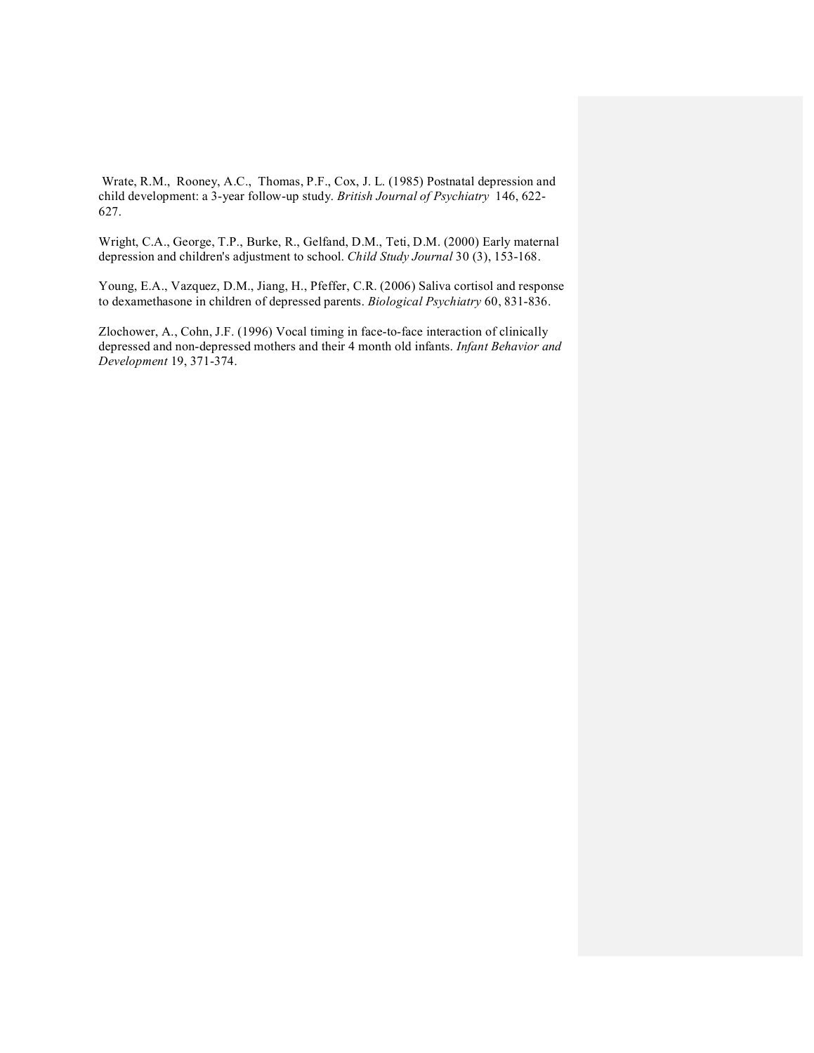Wrate, R.M., Rooney, A.C., Thomas, P.F., Cox, J. L. (1985) Postnatal depression and child development: a 3-year follow-up study. *British Journal of Psychiatry* 146, 622-627.

Wright, C.A., George, T.P., Burke, R., Gelfand, D.M., Teti, D.M. (2000) Early maternal depression and children's adjustment to school. *Child Study Journal* 30 (3), 153-168.

Young, E.A., Vazquez, D.M., Jiang, H., Pfeffer, C.R. (2006) Saliva cortisol and response to dexamethasone in children of depressed parents. *Biological Psychiatry* 60, 831-836.

Zlochower, A., Cohn, J.F. (1996) Vocal timing in face-to-face interaction of clinically depressed and non-depressed mothers and their 4 month old infants. *Infant Behavior and Development* 19, 371-374.